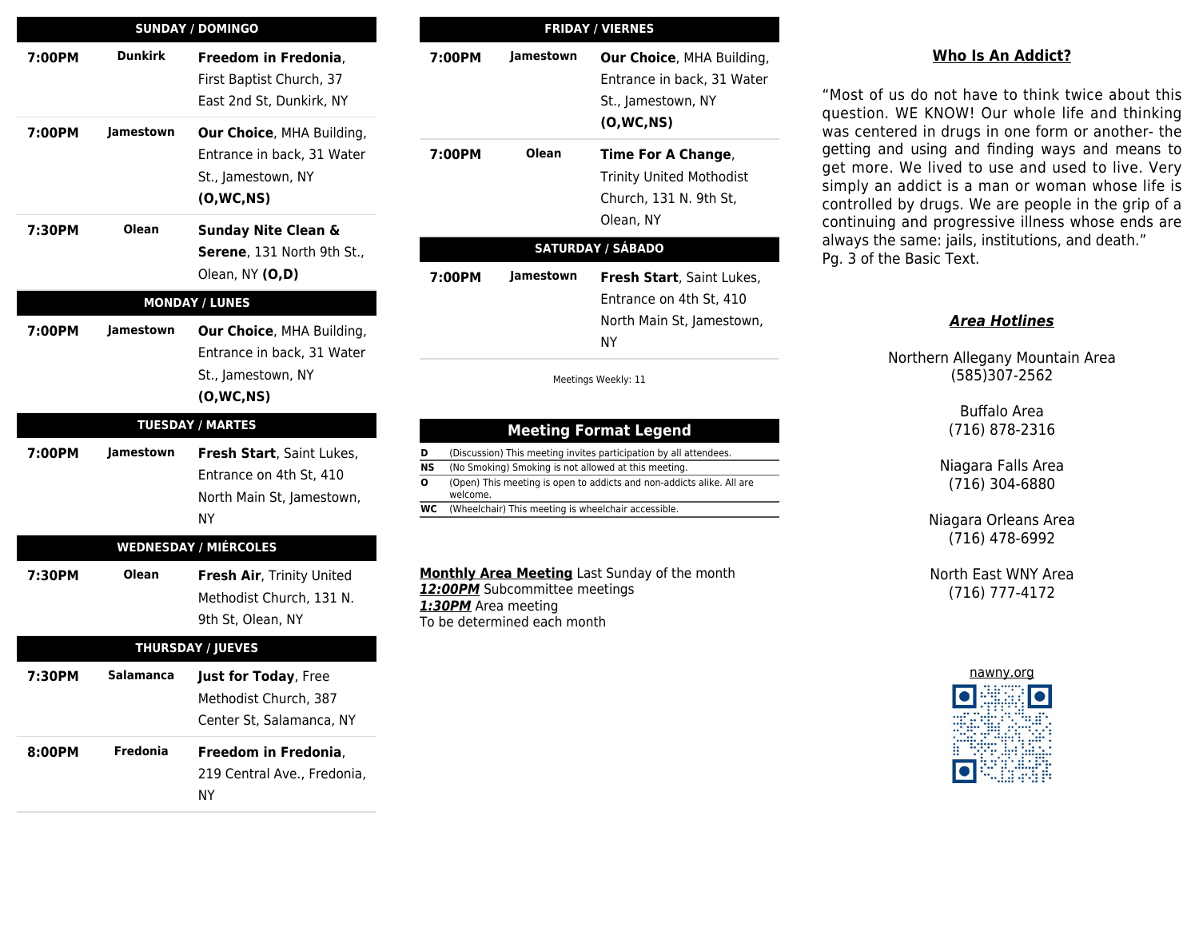## SUNDAY / DOMINGO

| Time | City | Meeting |
|---|---|---|
| 7:00PM | Dunkirk | **Freedom in Fredonia**, First Baptist Church, 37 East 2nd St, Dunkirk, NY |
| 7:00PM | Jamestown | **Our Choice**, MHA Building, Entrance in back, 31 Water St., Jamestown, NY **(O,WC,NS)** |
| 7:30PM | Olean | **Sunday Nite Clean & Serene**, 131 North 9th St., Olean, NY **(O,D)** |

## MONDAY / LUNES

| Time | City | Meeting |
|---|---|---|
| 7:00PM | Jamestown | **Our Choice**, MHA Building, Entrance in back, 31 Water St., Jamestown, NY **(O,WC,NS)** |

## TUESDAY / MARTES

| Time | City | Meeting |
|---|---|---|
| 7:00PM | Jamestown | **Fresh Start**, Saint Lukes, Entrance on 4th St, 410 North Main St, Jamestown, NY |

## WEDNESDAY / MIÉRCOLES

| Time | City | Meeting |
|---|---|---|
| 7:30PM | Olean | **Fresh Air**, Trinity United Methodist Church, 131 N. 9th St, Olean, NY |

## THURSDAY / JUEVES

| Time | City | Meeting |
|---|---|---|
| 7:30PM | Salamanca | **Just for Today**, Free Methodist Church, 387 Center St, Salamanca, NY |
| 8:00PM | Fredonia | **Freedom in Fredonia**, 219 Central Ave., Fredonia, NY |

## FRIDAY / VIERNES

| Time | City | Meeting |
|---|---|---|
| 7:00PM | Jamestown | **Our Choice**, MHA Building, Entrance in back, 31 Water St., Jamestown, NY **(O,WC,NS)** |
| 7:00PM | Olean | **Time For A Change**, Trinity United Mothodist Church, 131 N. 9th St, Olean, NY |

## SATURDAY / SÁBADO

| Time | City | Meeting |
|---|---|---|
| 7:00PM | Jamestown | **Fresh Start**, Saint Lukes, Entrance on 4th St, 410 North Main St, Jamestown, NY |

Meetings Weekly: 11

## Meeting Format Legend

| Code | Description |
|---|---|
| **D** | (Discussion) This meeting invites participation by all attendees. |
| **NS** | (No Smoking) Smoking is not allowed at this meeting. |
| **O** | (Open) This meeting is open to addicts and non-addicts alike. All are welcome. |
| **WC** | (Wheelchair) This meeting is wheelchair accessible. |

**Monthly Area Meeting** Last Sunday of the month
***12:00PM*** Subcommittee meetings
***1:30PM*** Area meeting
To be determined each month

## Who Is An Addict?

"Most of us do not have to think twice about this question. WE KNOW! Our whole life and thinking was centered in drugs in one form or another- the getting and using and finding ways and means to get more. We lived to use and used to live. Very simply an addict is a man or woman whose life is controlled by drugs. We are people in the grip of a continuing and progressive illness whose ends are always the same: jails, institutions, and death."
Pg. 3 of the Basic Text.

## *Area Hotlines*

Northern Allegany Mountain Area
(585)307-2562

Buffalo Area
(716) 878-2316

Niagara Falls Area
(716) 304-6880

Niagara Orleans Area
(716) 478-6992

North East WNY Area
(716) 777-4172

nawny.org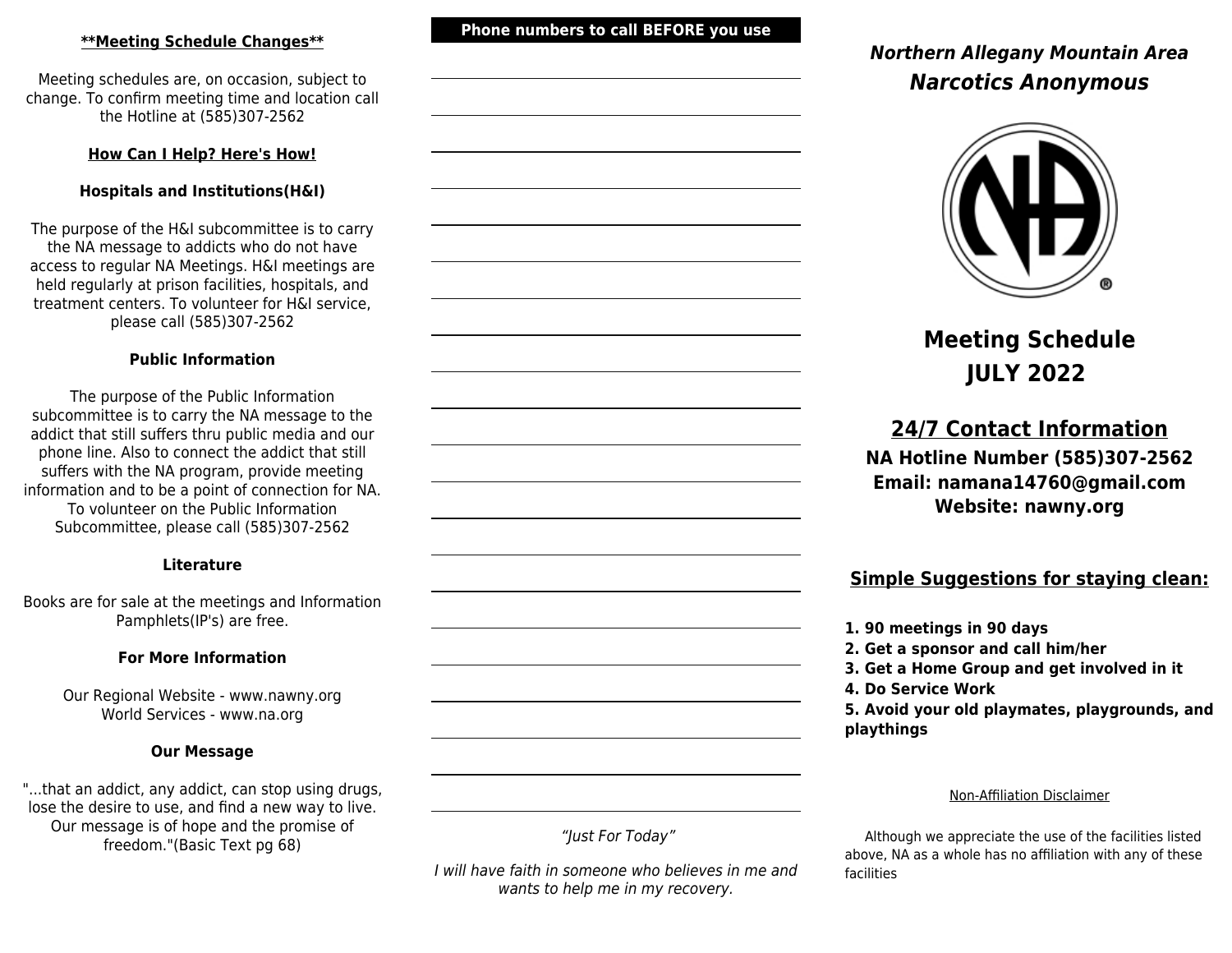**Meeting Schedule Changes**

Meeting schedules are, on occasion, subject to change. To confirm meeting time and location call the Hotline at (585)307-2562

**How Can I Help? Here's How!**

### Hospitals and Institutions(H&I)

The purpose of the H&I subcommittee is to carry the NA message to addicts who do not have access to regular NA Meetings. H&I meetings are held regularly at prison facilities, hospitals, and treatment centers. To volunteer for H&I service, please call (585)307-2562

### Public Information

The purpose of the Public Information subcommittee is to carry the NA message to the addict that still suffers thru public media and our phone line. Also to connect the addict that still suffers with the NA program, provide meeting information and to be a point of connection for NA. To volunteer on the Public Information Subcommittee, please call (585)307-2562

### Literature

Books are for sale at the meetings and Information Pamphlets(IP's) are free.

### For More Information

Our Regional Website - www.nawny.org
World Services - www.na.org

### Our Message

"...that an addict, any addict, can stop using drugs, lose the desire to use, and find a new way to live. Our message is of hope and the promise of freedom."(Basic Text pg 68)

**Phone numbers to call BEFORE you use**

*"Just For Today"*

*I will have faith in someone who believes in me and wants to help me in my recovery.*

*Northern Allegany Mountain Area*
*Narcotics Anonymous*

# Meeting Schedule JULY 2022

## 24/7 Contact Information

**NA Hotline Number (585)307-2562**
**Email: namana14760@gmail.com**
**Website: nawny.org**

## Simple Suggestions for staying clean:

1. **90 meetings in 90 days**
2. **Get a sponsor and call him/her**
3. **Get a Home Group and get involved in it**
4. **Do Service Work**
5. **Avoid your old playmates, playgrounds, and playthings**

Non-Affiliation Disclaimer

Although we appreciate the use of the facilities listed above, NA as a whole has no affiliation with any of these facilities